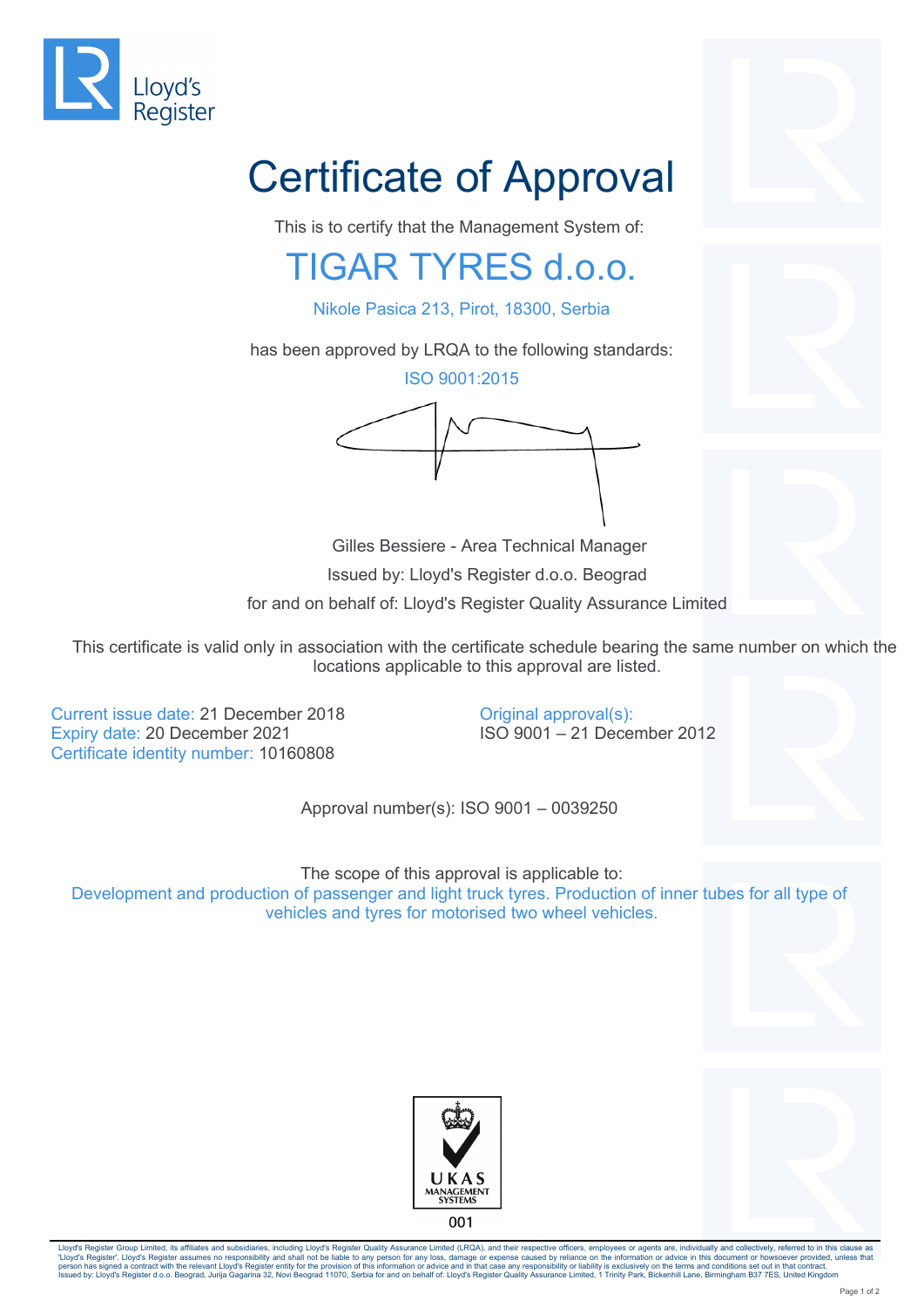Lloyd's Register

# Certificate of Approval

This is to certify that the Management System of:

## TIGAR TYRES d.o.o.

Nikole Pasica 213, Pirot, 18300, Serbia

has been approved by LRQA to the following standards:

ISO 9001:2015

Gilles Bessiere - Area Technical Manager

Issued by: Lloyd's Register d.o.o. Beograd

for and on behalf of: Lloyd's Register Quality Assurance Limited

This certificate is valid only in association with the certificate schedule bearing the same number on which the locations applicable to this approval are listed.

Current issue date: 21 December 2018
Expiry date: 20 December 2021
Certificate identity number: 10160808

Original approval(s):
ISO 9001 – 21 December 2012

Approval number(s): ISO 9001 – 0039250

The scope of this approval is applicable to:

Development and production of passenger and light truck tyres. Production of inner tubes for all type of vehicles and tyres for motorised two wheel vehicles.

UKAS MANAGEMENT SYSTEMS
001

Lloyd's Register Group Limited, its affiliates and subsidiaries, including Lloyd's Register Quality Assurance Limited (LRQA), and their respective officers, employees or agents are, individually and collectively, referred to in this clause as 'Lloyd's Register'. Lloyd's Register assumes no responsibility and shall not be liable to any person for any loss, damage or expense caused by reliance on the information or advice in this document or howsoever provided, unless that person has signed a contract with the relevant Lloyd's Register entity for the provision of this information or advice and in that case any responsibility or liability is exclusively on the terms and conditions set out in that contract.
Issued by: Lloyd's Register d.o.o. Beograd, Jurija Gagarina 32, Novi Beograd 11070, Serbia for and on behalf of: Lloyd's Register Quality Assurance Limited, 1 Trinity Park, Bickenhill Lane, Birmingham B37 7ES, United Kingdom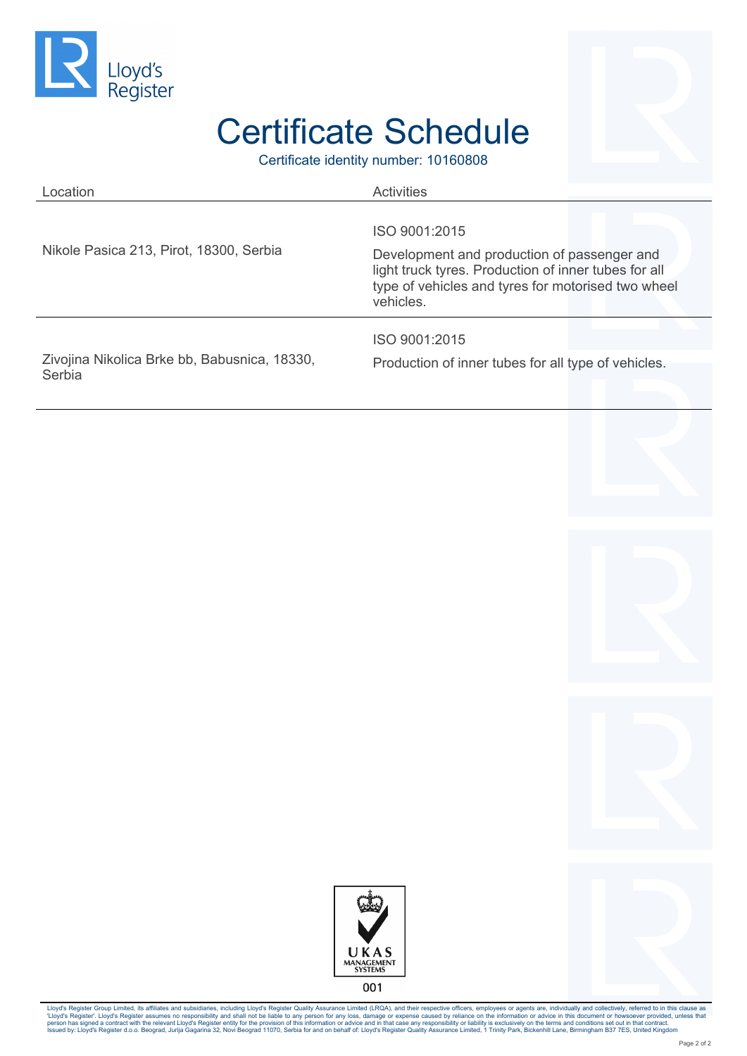Lloyd's Register

# Certificate Schedule

Certificate identity number: 10160808

| Location | Activities |
|---|---|
| Nikole Pasica 213, Pirot, 18300, Serbia | ISO 9001:2015<br><br>Development and production of passenger and light truck tyres. Production of inner tubes for all type of vehicles and tyres for motorised two wheel vehicles. |
| Zivojina Nikolica Brke bb, Babusnica, 18330, Serbia | ISO 9001:2015<br><br>Production of inner tubes for all type of vehicles. |

UKAS MANAGEMENT SYSTEMS

001

Lloyd's Register Group Limited, its affiliates and subsidiaries, including Lloyd's Register Quality Assurance Limited (LRQA), and their respective officers, employees or agents are, individually and collectively, referred to in this clause as 'Lloyd's Register'. Lloyd's Register assumes no responsibility and shall not be liable to any person for any loss, damage or expense caused by reliance on the information or advice in this document or howsoever provided, unless that person has signed a contract with the relevant Lloyd's Register entity for the provision of this information or advice and in that case any responsibility or liability is exclusively on the terms and conditions set out in that contract.
Issued by: Lloyd's Register d.o.o. Beograd, Jurija Gagarina 32, Novi Beograd 11070, Serbia for and on behalf of: Lloyd's Register Quality Assurance Limited, 1 Trinity Park, Bickenhill Lane, Birmingham B37 7ES, United Kingdom